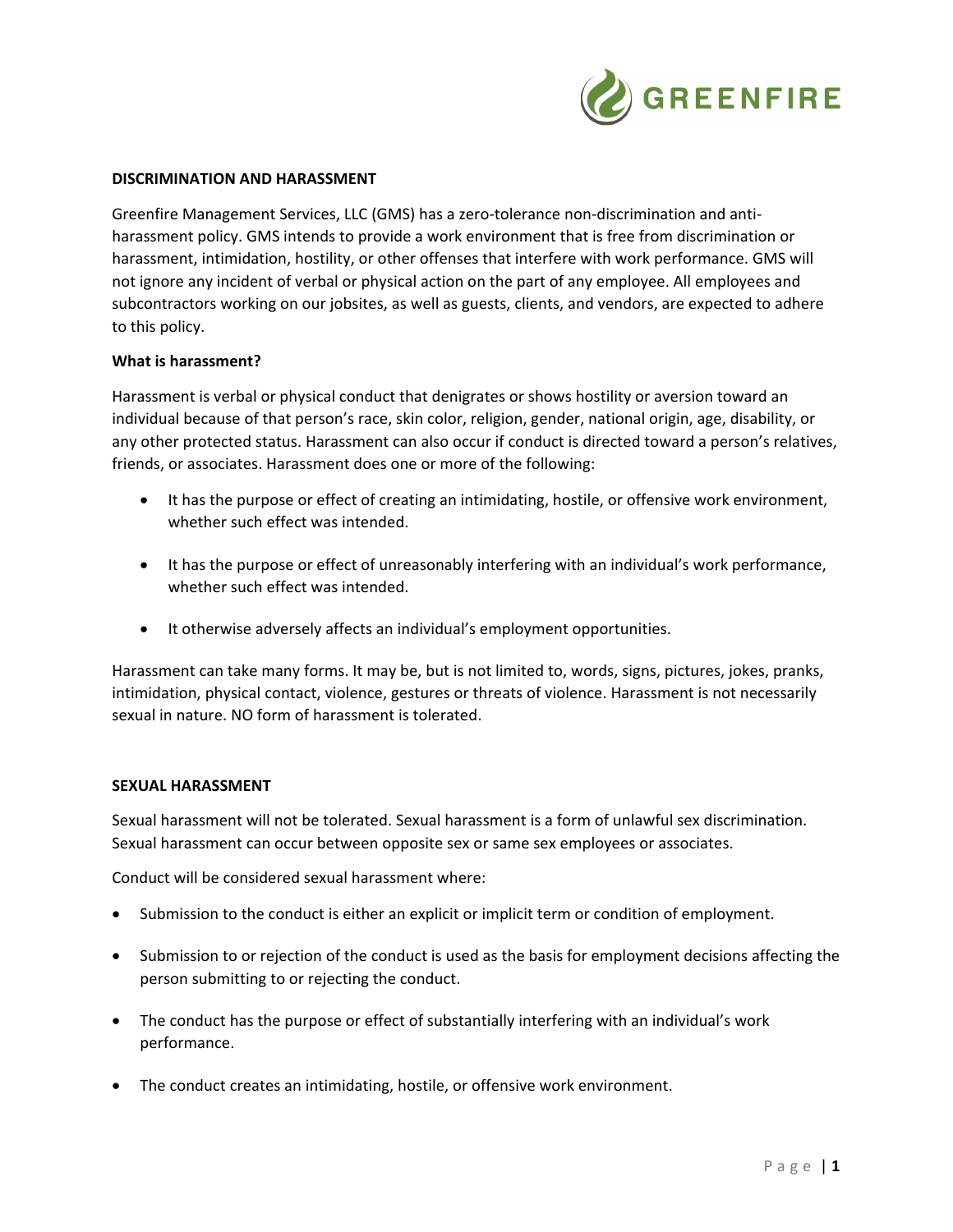## DISCRIMINATION AND HARASSMENT

Greenfire Management Services, LLC (GMS) has a zero-tolerance non-discrimination and anti-harassment policy. GMS intends to provide a work environment that is free from discrimination or harassment, intimidation, hostility, or other offenses that interfere with work performance. GMS will not ignore any incident of verbal or physical action on the part of any employee. All employees and subcontractors working on our jobsites, as well as guests, clients, and vendors, are expected to adhere to this policy.

### What is harassment?

Harassment is verbal or physical conduct that denigrates or shows hostility or aversion toward an individual because of that person's race, skin color, religion, gender, national origin, age, disability, or any other protected status. Harassment can also occur if conduct is directed toward a person's relatives, friends, or associates. Harassment does one or more of the following:

- It has the purpose or effect of creating an intimidating, hostile, or offensive work environment, whether such effect was intended.
- It has the purpose or effect of unreasonably interfering with an individual's work performance, whether such effect was intended.
- It otherwise adversely affects an individual's employment opportunities.

Harassment can take many forms. It may be, but is not limited to, words, signs, pictures, jokes, pranks, intimidation, physical contact, violence, gestures or threats of violence. Harassment is not necessarily sexual in nature. NO form of harassment is tolerated.

## SEXUAL HARASSMENT

Sexual harassment will not be tolerated. Sexual harassment is a form of unlawful sex discrimination. Sexual harassment can occur between opposite sex or same sex employees or associates.

Conduct will be considered sexual harassment where:

- Submission to the conduct is either an explicit or implicit term or condition of employment.
- Submission to or rejection of the conduct is used as the basis for employment decisions affecting the person submitting to or rejecting the conduct.
- The conduct has the purpose or effect of substantially interfering with an individual's work performance.
- The conduct creates an intimidating, hostile, or offensive work environment.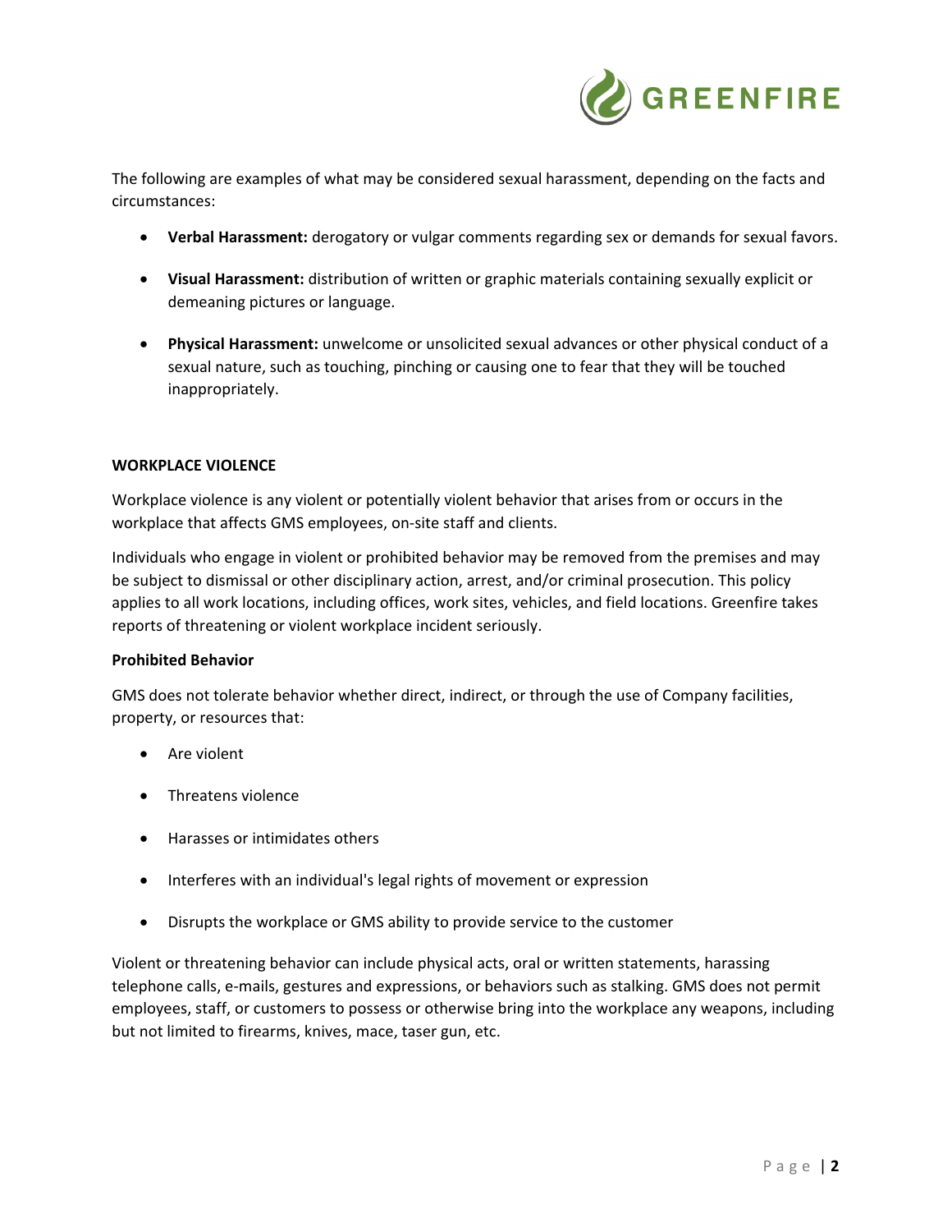The following are examples of what may be considered sexual harassment, depending on the facts and circumstances:

- **Verbal Harassment:** derogatory or vulgar comments regarding sex or demands for sexual favors.
- **Visual Harassment:** distribution of written or graphic materials containing sexually explicit or demeaning pictures or language.
- **Physical Harassment:** unwelcome or unsolicited sexual advances or other physical conduct of a sexual nature, such as touching, pinching or causing one to fear that they will be touched inappropriately.

**WORKPLACE VIOLENCE**

Workplace violence is any violent or potentially violent behavior that arises from or occurs in the workplace that affects GMS employees, on-site staff and clients.

Individuals who engage in violent or prohibited behavior may be removed from the premises and may be subject to dismissal or other disciplinary action, arrest, and/or criminal prosecution. This policy applies to all work locations, including offices, work sites, vehicles, and field locations. Greenfire takes reports of threatening or violent workplace incident seriously.

**Prohibited Behavior**

GMS does not tolerate behavior whether direct, indirect, or through the use of Company facilities, property, or resources that:

- Are violent
- Threatens violence
- Harasses or intimidates others
- Interferes with an individual's legal rights of movement or expression
- Disrupts the workplace or GMS ability to provide service to the customer

Violent or threatening behavior can include physical acts, oral or written statements, harassing telephone calls, e-mails, gestures and expressions, or behaviors such as stalking. GMS does not permit employees, staff, or customers to possess or otherwise bring into the workplace any weapons, including but not limited to firearms, knives, mace, taser gun, etc.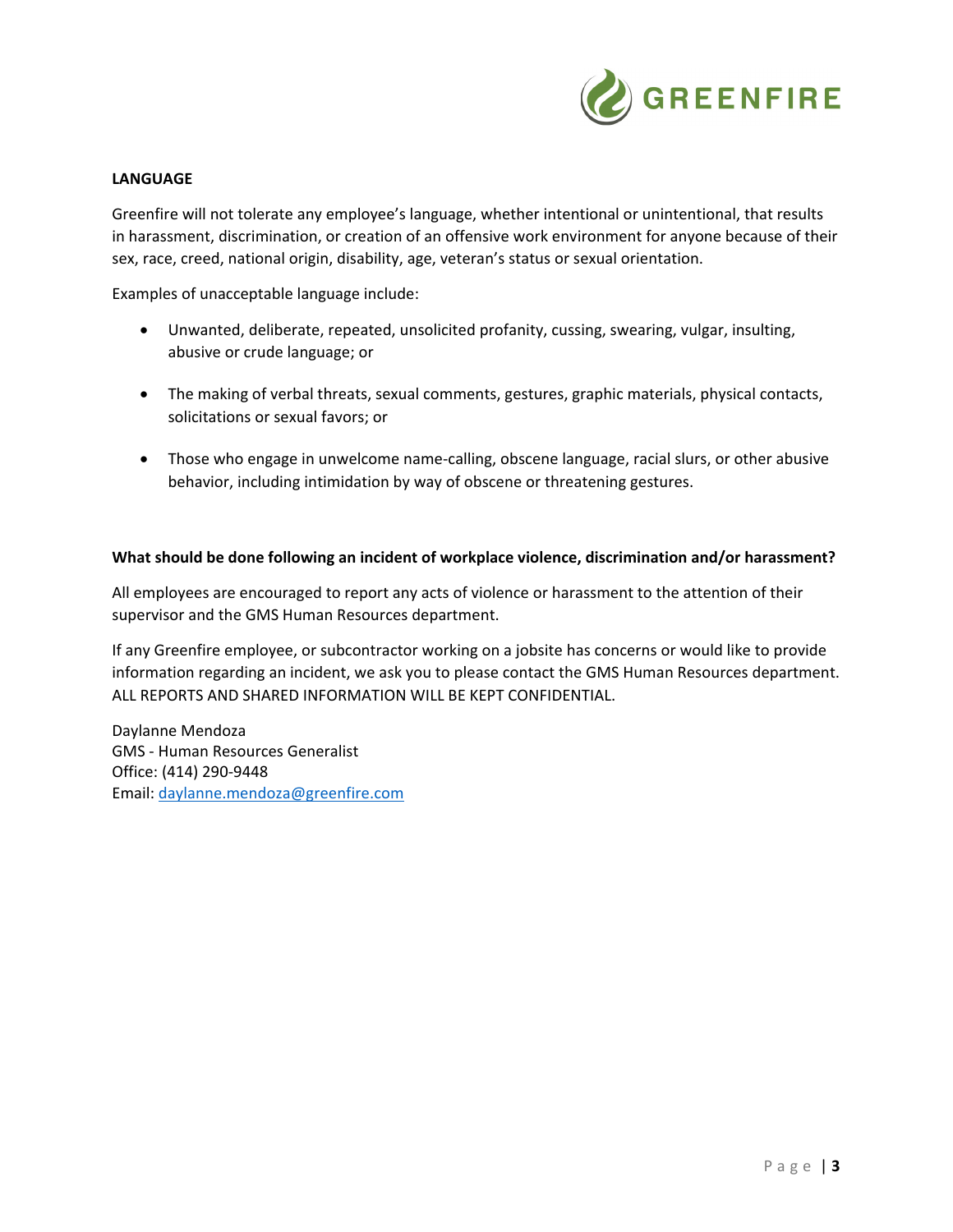**LANGUAGE**

Greenfire will not tolerate any employee's language, whether intentional or unintentional, that results in harassment, discrimination, or creation of an offensive work environment for anyone because of their sex, race, creed, national origin, disability, age, veteran's status or sexual orientation.

Examples of unacceptable language include:

- Unwanted, deliberate, repeated, unsolicited profanity, cussing, swearing, vulgar, insulting, abusive or crude language; or
- The making of verbal threats, sexual comments, gestures, graphic materials, physical contacts, solicitations or sexual favors; or
- Those who engage in unwelcome name-calling, obscene language, racial slurs, or other abusive behavior, including intimidation by way of obscene or threatening gestures.

**What should be done following an incident of workplace violence, discrimination and/or harassment?**

All employees are encouraged to report any acts of violence or harassment to the attention of their supervisor and the GMS Human Resources department.

If any Greenfire employee, or subcontractor working on a jobsite has concerns or would like to provide information regarding an incident, we ask you to please contact the GMS Human Resources department. ALL REPORTS AND SHARED INFORMATION WILL BE KEPT CONFIDENTIAL.

Daylanne Mendoza
GMS - Human Resources Generalist
Office: (414) 290-9448
Email: daylanne.mendoza@greenfire.com